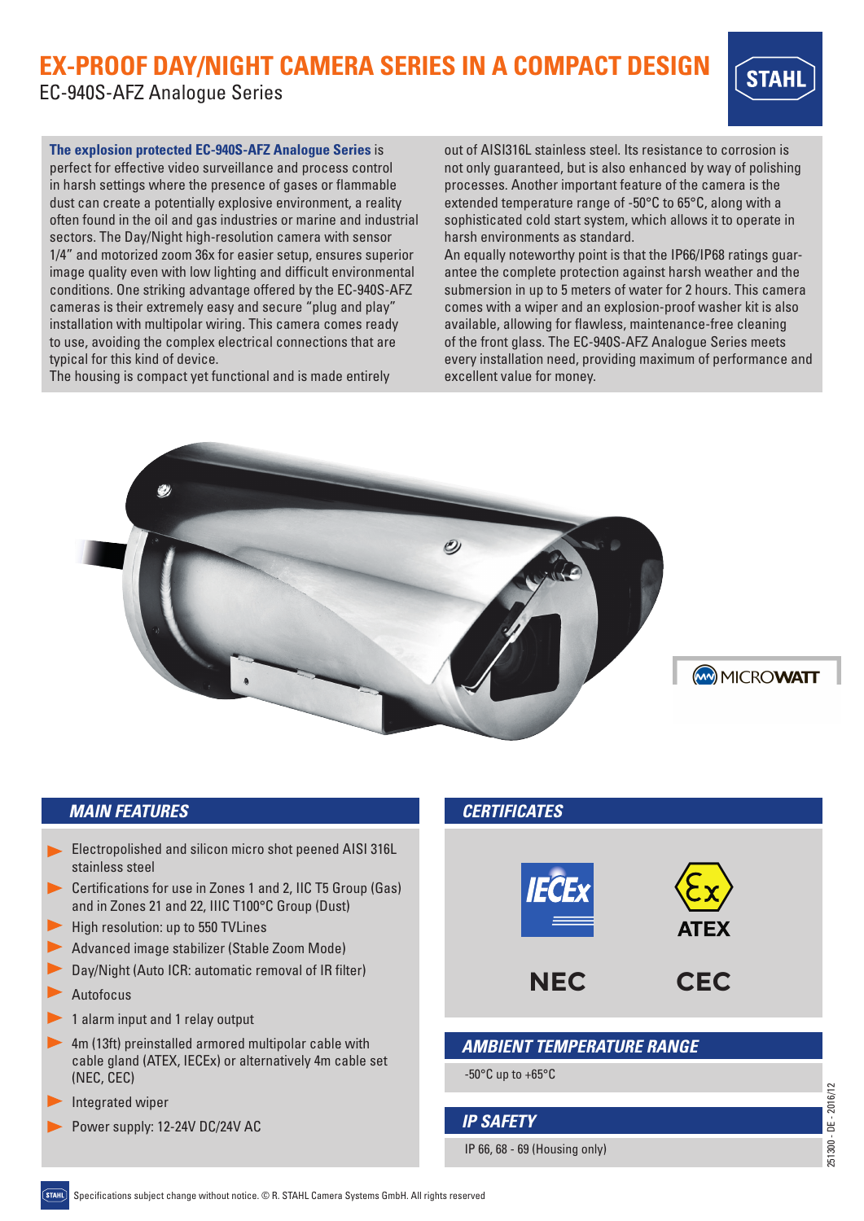# EX-PROOF DAY/NIGHT CAMERA SERIES IN A COMPACT DESIGN

EC-940S-AFZ Analogue Series

**The explosion protected EC-940S-AFZ Analogue Series** is perfect for effective video surveillance and process control in harsh settings where the presence of gases or flammable dust can create a potentially explosive environment, a reality often found in the oil and gas industries or marine and industrial sectors. The Day/Night high-resolution camera with sensor 1/4" and motorized zoom 36x for easier setup, ensures superior image quality even with low lighting and difficult environmental conditions. One striking advantage offered by the EC-940S-AFZ cameras is their extremely easy and secure "plug and play" installation with multipolar wiring. This camera comes ready to use, avoiding the complex electrical connections that are typical for this kind of device.
The housing is compact yet functional and is made entirely out of AISI316L stainless steel. Its resistance to corrosion is not only guaranteed, but is also enhanced by way of polishing processes. Another important feature of the camera is the extended temperature range of -50°C to 65°C, along with a sophisticated cold start system, which allows it to operate in harsh environments as standard.
An equally noteworthy point is that the IP66/IP68 ratings guarantee the complete protection against harsh weather and the submersion in up to 5 meters of water for 2 hours. This camera comes with a wiper and an explosion-proof washer kit is also available, allowing for flawless, maintenance-free cleaning of the front glass. The EC-940S-AFZ Analogue Series meets every installation need, providing maximum of performance and excellent value for money.

MICROWATT

## MAIN FEATURES

- Electropolished and silicon micro shot peened AISI 316L stainless steel
- Certifications for use in Zones 1 and 2, IIC T5 Group (Gas) and in Zones 21 and 22, IIIC T100°C Group (Dust)
- High resolution: up to 550 TVLines
- Advanced image stabilizer (Stable Zoom Mode)
- Day/Night (Auto ICR: automatic removal of IR filter)
- Autofocus
- 1 alarm input and 1 relay output
- 4m (13ft) preinstalled armored multipolar cable with cable gland (ATEX, IECEx) or alternatively 4m cable set (NEC, CEC)
- Integrated wiper
- Power supply: 12-24V DC/24V AC

## CERTIFICATES

IECEx, ATEX, NEC, CEC

## AMBIENT TEMPERATURE RANGE

-50°C up to +65°C

## IP SAFETY

IP 66, 68 - 69 (Housing only)

Specifications subject change without notice. © R. STAHL Camera Systems GmbH. All rights reserved

251300 - DE - 2016/12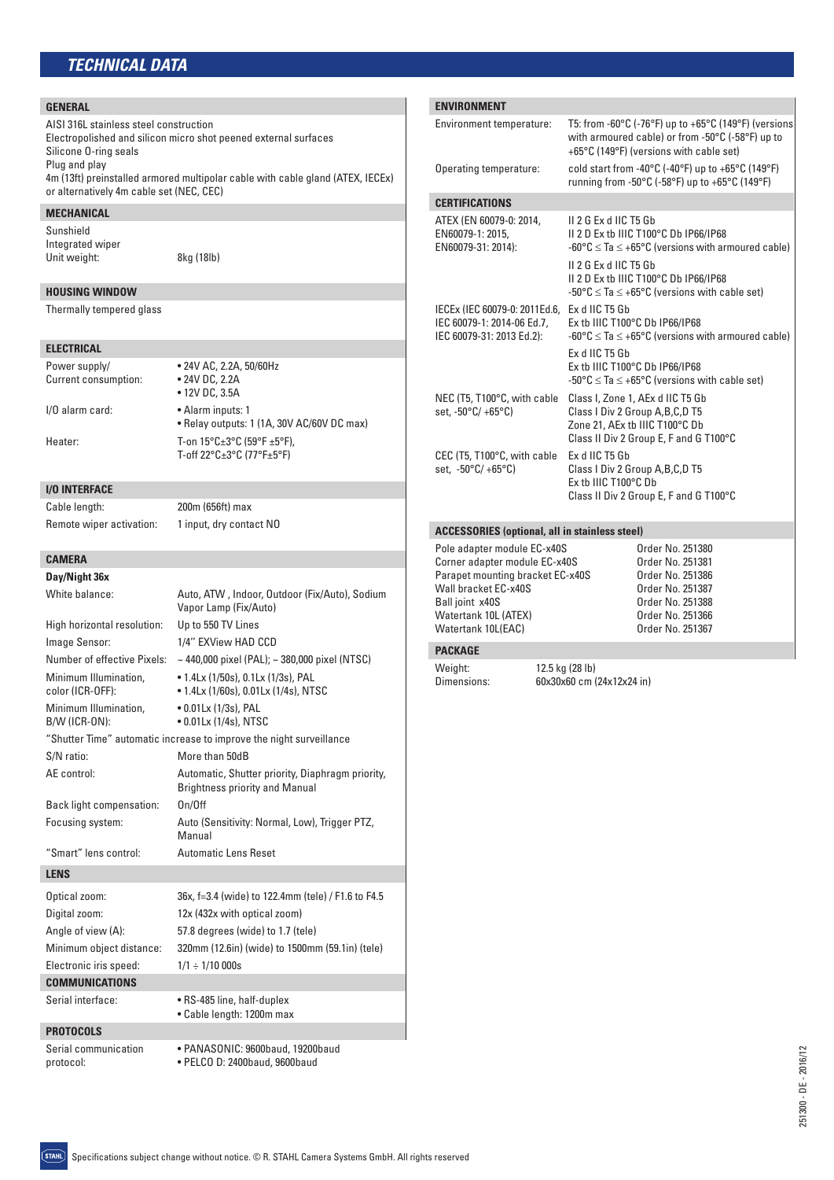## TECHNICAL DATA

### GENERAL

AISI 316L stainless steel construction
Electropolished and silicon micro shot peened external surfaces
Silicone O-ring seals
Plug and play
4m (13ft) preinstalled armored multipolar cable with cable gland (ATEX, IECEx) or alternatively 4m cable set (NEC, CEC)

### MECHANICAL

Sunshield
Integrated wiper

| | |
|---|---|
| Unit weight: | 8kg (18lb) |

### HOUSING WINDOW

Thermally tempered glass

### ELECTRICAL

| | |
|---|---|
| Power supply/ Current consumption: | • 24V AC, 2.2A, 50/60Hz<br>• 24V DC, 2.2A<br>• 12V DC, 3.5A |
| I/O alarm card: | • Alarm inputs: 1<br>• Relay outputs: 1 (1A, 30V AC/60V DC max) |
| Heater: | T-on 15°C±3°C (59°F ±5°F),<br>T-off 22°C±3°C (77°F±5°F) |

### I/O INTERFACE

| | |
|---|---|
| Cable length: | 200m (656ft) max |
| Remote wiper activation: | 1 input, dry contact NO |

### CAMERA

**Day/Night 36x**

| | |
|---|---|
| White balance: | Auto, ATW , Indoor, Outdoor (Fix/Auto), Sodium Vapor Lamp (Fix/Auto) |
| High horizontal resolution: | Up to 550 TV Lines |
| Image Sensor: | 1/4'' EXView HAD CCD |
| Number of effective Pixels: | ~ 440,000 pixel (PAL); ~ 380,000 pixel (NTSC) |
| Minimum Illumination, color (ICR-OFF): | • 1.4Lx (1/50s), 0.1Lx (1/3s), PAL<br>• 1.4Lx (1/60s), 0.01Lx (1/4s), NTSC |
| Minimum Illumination, B/W (ICR-ON): | • 0.01Lx (1/3s), PAL<br>• 0.01Lx (1/4s), NTSC |

"Shutter Time" automatic increase to improve the night surveillance

| | |
|---|---|
| S/N ratio: | More than 50dB |
| AE control: | Automatic, Shutter priority, Diaphragm priority, Brightness priority and Manual |
| Back light compensation: | On/Off |
| Focusing system: | Auto (Sensitivity: Normal, Low), Trigger PTZ, Manual |
| "Smart" lens control: | Automatic Lens Reset |

### LENS

| | |
|---|---|
| Optical zoom: | 36x, f=3.4 (wide) to 122.4mm (tele) / F1.6 to F4.5 |
| Digital zoom: | 12x (432x with optical zoom) |
| Angle of view (A): | 57.8 degrees (wide) to 1.7 (tele) |
| Minimum object distance: | 320mm (12.6in) (wide) to 1500mm (59.1in) (tele) |
| Electronic iris speed: | 1/1 ÷ 1/10 000s |

### COMMUNICATIONS

| | |
|---|---|
| Serial interface: | • RS-485 line, half-duplex<br>• Cable length: 1200m max |

### PROTOCOLS

| | |
|---|---|
| Serial communication protocol: | • PANASONIC: 9600baud, 19200baud<br>• PELCO D: 2400baud, 9600baud |

### ENVIRONMENT

| | |
|---|---|
| Environment temperature: | T5: from -60°C (-76°F) up to +65°C (149°F) (versions with armoured cable) or from -50°C (-58°F) up to +65°C (149°F) (versions with cable set) |
| Operating temperature: | cold start from -40°C (-40°F) up to +65°C (149°F)<br>running from -50°C (-58°F) up to +65°C (149°F) |

### CERTIFICATIONS

| | |
|---|---|
| ATEX (EN 60079-0: 2014, EN60079-1: 2015, EN60079-31: 2014): | II 2 G Ex d IIC T5 Gb<br>II 2 D Ex tb IIIC T100°C Db IP66/IP68<br>-60°C ≤ Ta ≤ +65°C (versions with armoured cable)<br><br>II 2 G Ex d IIC T5 Gb<br>II 2 D Ex tb IIIC T100°C Db IP66/IP68<br>-50°C ≤ Ta ≤ +65°C (versions with cable set) |
| IECEx (IEC 60079-0: 2011Ed.6, IEC 60079-1: 2014-06 Ed.7, IEC 60079-31: 2013 Ed.2): | Ex d IIC T5 Gb<br>Ex tb IIIC T100°C Db IP66/IP68<br>-60°C ≤ Ta ≤ +65°C (versions with armoured cable)<br><br>Ex d IIC T5 Gb<br>Ex tb IIIC T100°C Db IP66/IP68<br>-50°C ≤ Ta ≤ +65°C (versions with cable set) |
| NEC (T5, T100°C, with cable set, -50°C/ +65°C) | Class I, Zone 1, AEx d IIC T5 Gb<br>Class I Div 2 Group A,B,C,D T5<br>Zone 21, AEx tb IIIC T100°C Db<br>Class II Div 2 Group E, F and G T100°C |
| CEC (T5, T100°C, with cable set, -50°C/ +65°C) | Ex d IIC T5 Gb<br>Class I Div 2 Group A,B,C,D T5<br>Ex tb IIIC T100°C Db<br>Class II Div 2 Group E, F and G T100°C |

### ACCESSORIES (optional, all in stainless steel)

| | |
|---|---|
| Pole adapter module EC-x40S | Order No. 251380 |
| Corner adapter module EC-x40S | Order No. 251381 |
| Parapet mounting bracket EC-x40S | Order No. 251386 |
| Wall bracket EC-x40S | Order No. 251387 |
| Ball joint x40S | Order No. 251388 |
| Watertank 10L (ATEX) | Order No. 251366 |
| Watertank 10L(EAC) | Order No. 251367 |

### PACKAGE

| | |
|---|---|
| Weight: | 12.5 kg (28 lb) |
| Dimensions: | 60x30x60 cm (24x12x24 in) |

251300 - DE - 2016/12

Specifications subject change without notice. © R. STAHL Camera Systems GmbH. All rights reserved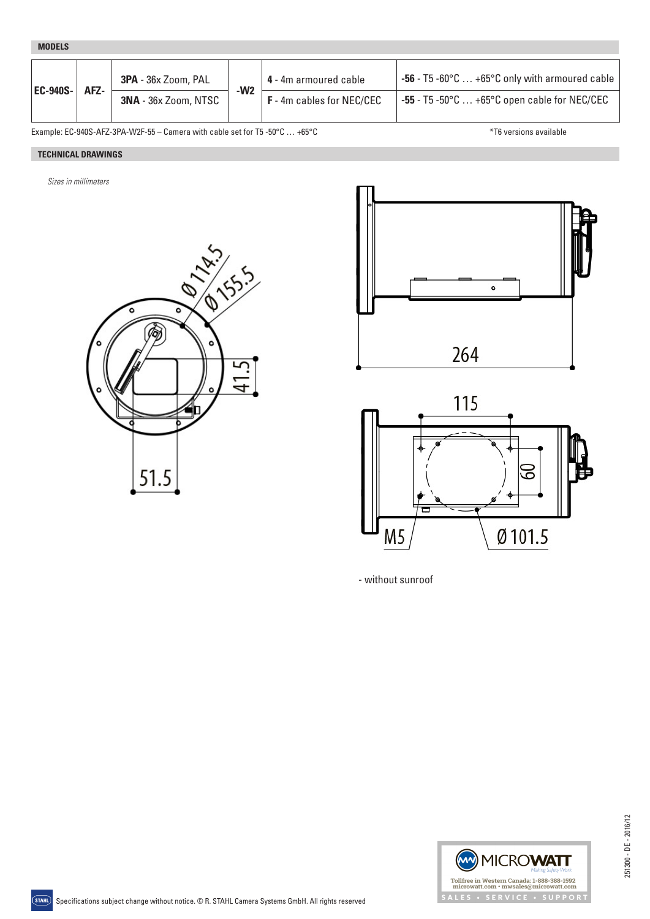## MODELS

| | | | | | |
|---|---|---|---|---|---|
| **EC-940S-** | **AFZ-** | **3PA** - 36x Zoom, PAL | **-W2** | **4** - 4m armoured cable | **-56** - T5 -60°C … +65°C only with armoured cable |
| | | **3NA** - 36x Zoom, NTSC | | **F** - 4m cables for NEC/CEC | **-55** - T5 -50°C … +65°C open cable for NEC/CEC |

Example: EC-940S-AFZ-3PA-W2F-55 – Camera with cable set for T5 -50°C … +65°C

*T6 versions available

## TECHNICAL DRAWINGS

*Sizes in millimeters*

Ø114.5
Ø155.5
41.5
51.5

264

115
60
M5
Ø101.5

- without sunroof

Tollfree in Western Canada: 1-888-388-1592
microwatt.com • mwsales@microwatt.com
SALES • SERVICE • SUPPORT

251300 - DE - 2016/12

Specifications subject change without notice. © R. STAHL Camera Systems GmbH. All rights reserved